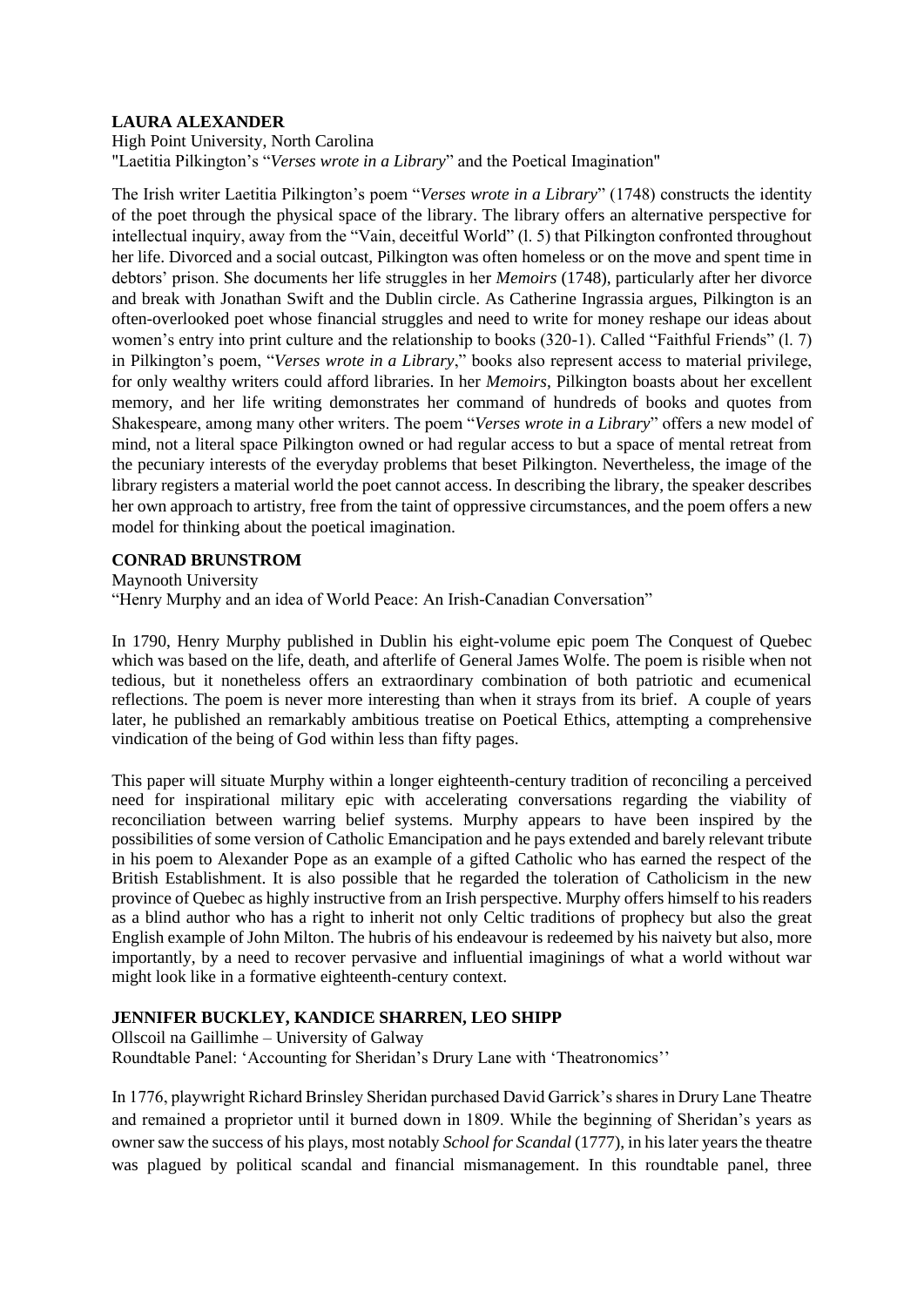**LAURA ALEXANDER**

High Point University, North Carolina

"Laetitia Pilkington's "*Verses wrote in a Library*" and the Poetical Imagination"

The Irish writer Laetitia Pilkington's poem "*Verses wrote in a Library*" (1748) constructs the identity of the poet through the physical space of the library. The library offers an alternative perspective for intellectual inquiry, away from the "Vain, deceitful World" (l. 5) that Pilkington confronted throughout her life. Divorced and a social outcast, Pilkington was often homeless or on the move and spent time in debtors' prison. She documents her life struggles in her *Memoirs* (1748), particularly after her divorce and break with Jonathan Swift and the Dublin circle. As Catherine Ingrassia argues, Pilkington is an often-overlooked poet whose financial struggles and need to write for money reshape our ideas about women's entry into print culture and the relationship to books (320-1). Called "Faithful Friends" (l. 7) in Pilkington's poem, "*Verses wrote in a Library*," books also represent access to material privilege, for only wealthy writers could afford libraries. In her *Memoirs*, Pilkington boasts about her excellent memory, and her life writing demonstrates her command of hundreds of books and quotes from Shakespeare, among many other writers. The poem "*Verses wrote in a Library*" offers a new model of mind, not a literal space Pilkington owned or had regular access to but a space of mental retreat from the pecuniary interests of the everyday problems that beset Pilkington. Nevertheless, the image of the library registers a material world the poet cannot access. In describing the library, the speaker describes her own approach to artistry, free from the taint of oppressive circumstances, and the poem offers a new model for thinking about the poetical imagination.

**CONRAD BRUNSTROM**

Maynooth University

"Henry Murphy and an idea of World Peace: An Irish-Canadian Conversation"

In 1790, Henry Murphy published in Dublin his eight-volume epic poem The Conquest of Quebec which was based on the life, death, and afterlife of General James Wolfe. The poem is risible when not tedious, but it nonetheless offers an extraordinary combination of both patriotic and ecumenical reflections. The poem is never more interesting than when it strays from its brief. A couple of years later, he published an remarkably ambitious treatise on Poetical Ethics, attempting a comprehensive vindication of the being of God within less than fifty pages.

This paper will situate Murphy within a longer eighteenth-century tradition of reconciling a perceived need for inspirational military epic with accelerating conversations regarding the viability of reconciliation between warring belief systems. Murphy appears to have been inspired by the possibilities of some version of Catholic Emancipation and he pays extended and barely relevant tribute in his poem to Alexander Pope as an example of a gifted Catholic who has earned the respect of the British Establishment. It is also possible that he regarded the toleration of Catholicism in the new province of Quebec as highly instructive from an Irish perspective. Murphy offers himself to his readers as a blind author who has a right to inherit not only Celtic traditions of prophecy but also the great English example of John Milton. The hubris of his endeavour is redeemed by his naivety but also, more importantly, by a need to recover pervasive and influential imaginings of what a world without war might look like in a formative eighteenth-century context.

**JENNIFER BUCKLEY, KANDICE SHARREN, LEO SHIPP**

Ollscoil na Gaillimhe – University of Galway

Roundtable Panel: 'Accounting for Sheridan's Drury Lane with 'Theatronomics''

In 1776, playwright Richard Brinsley Sheridan purchased David Garrick's shares in Drury Lane Theatre and remained a proprietor until it burned down in 1809. While the beginning of Sheridan's years as owner saw the success of his plays, most notably *School for Scandal* (1777), in his later years the theatre was plagued by political scandal and financial mismanagement. In this roundtable panel, three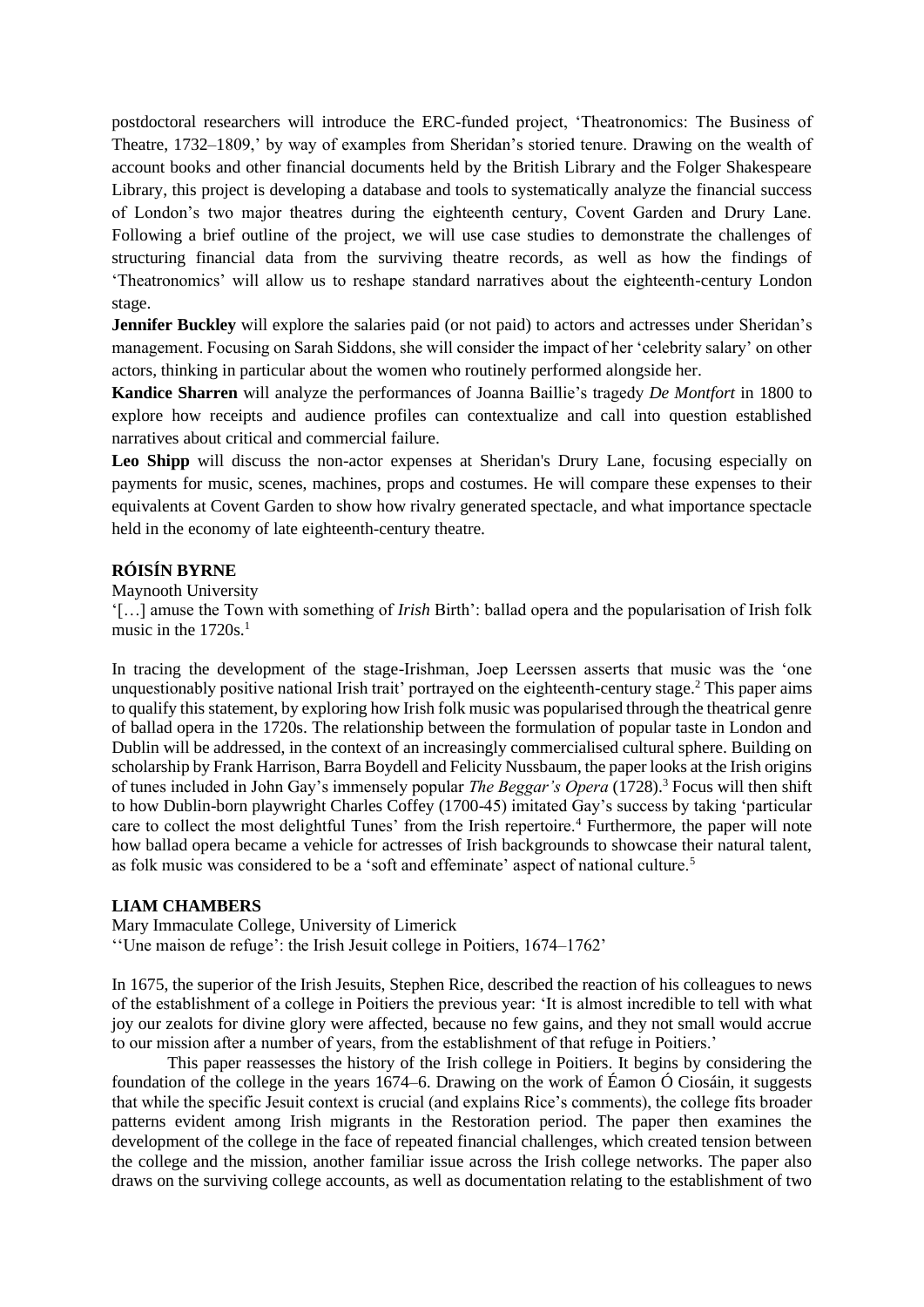postdoctoral researchers will introduce the ERC-funded project, 'Theatronomics: The Business of Theatre, 1732–1809,' by way of examples from Sheridan's storied tenure. Drawing on the wealth of account books and other financial documents held by the British Library and the Folger Shakespeare Library, this project is developing a database and tools to systematically analyze the financial success of London's two major theatres during the eighteenth century, Covent Garden and Drury Lane. Following a brief outline of the project, we will use case studies to demonstrate the challenges of structuring financial data from the surviving theatre records, as well as how the findings of 'Theatronomics' will allow us to reshape standard narratives about the eighteenth-century London stage.

**Jennifer Buckley** will explore the salaries paid (or not paid) to actors and actresses under Sheridan's management. Focusing on Sarah Siddons, she will consider the impact of her 'celebrity salary' on other actors, thinking in particular about the women who routinely performed alongside her.

**Kandice Sharren** will analyze the performances of Joanna Baillie's tragedy *De Montfort* in 1800 to explore how receipts and audience profiles can contextualize and call into question established narratives about critical and commercial failure.

**Leo Shipp** will discuss the non-actor expenses at Sheridan's Drury Lane, focusing especially on payments for music, scenes, machines, props and costumes. He will compare these expenses to their equivalents at Covent Garden to show how rivalry generated spectacle, and what importance spectacle held in the economy of late eighteenth-century theatre.

**RÓISÍN BYRNE**

Maynooth University

'[…] amuse the Town with something of *Irish* Birth': ballad opera and the popularisation of Irish folk music in the 1720s.[1]

In tracing the development of the stage-Irishman, Joep Leerssen asserts that music was the 'one unquestionably positive national Irish trait' portrayed on the eighteenth-century stage.[2] This paper aims to qualify this statement, by exploring how Irish folk music was popularised through the theatrical genre of ballad opera in the 1720s. The relationship between the formulation of popular taste in London and Dublin will be addressed, in the context of an increasingly commercialised cultural sphere. Building on scholarship by Frank Harrison, Barra Boydell and Felicity Nussbaum, the paper looks at the Irish origins of tunes included in John Gay's immensely popular *The Beggar's Opera* (1728).[3] Focus will then shift to how Dublin-born playwright Charles Coffey (1700-45) imitated Gay's success by taking 'particular care to collect the most delightful Tunes' from the Irish repertoire.[4] Furthermore, the paper will note how ballad opera became a vehicle for actresses of Irish backgrounds to showcase their natural talent, as folk music was considered to be a 'soft and effeminate' aspect of national culture.[5]

**LIAM CHAMBERS**

Mary Immaculate College, University of Limerick

''Une maison de refuge': the Irish Jesuit college in Poitiers, 1674–1762'

In 1675, the superior of the Irish Jesuits, Stephen Rice, described the reaction of his colleagues to news of the establishment of a college in Poitiers the previous year: 'It is almost incredible to tell with what joy our zealots for divine glory were affected, because no few gains, and they not small would accrue to our mission after a number of years, from the establishment of that refuge in Poitiers.'

This paper reassesses the history of the Irish college in Poitiers. It begins by considering the foundation of the college in the years 1674–6. Drawing on the work of Éamon Ó Ciosáin, it suggests that while the specific Jesuit context is crucial (and explains Rice's comments), the college fits broader patterns evident among Irish migrants in the Restoration period. The paper then examines the development of the college in the face of repeated financial challenges, which created tension between the college and the mission, another familiar issue across the Irish college networks. The paper also draws on the surviving college accounts, as well as documentation relating to the establishment of two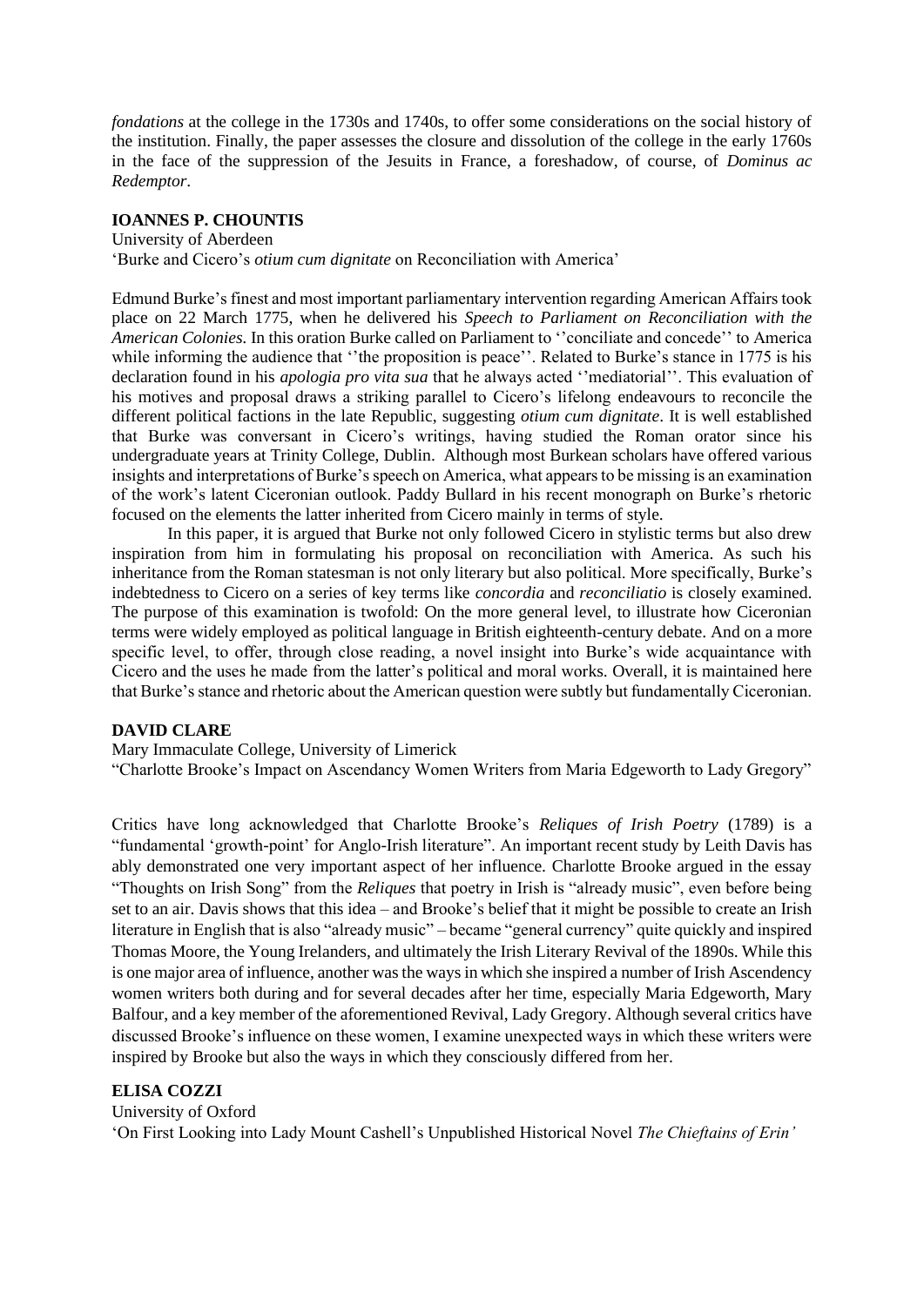*fondations* at the college in the 1730s and 1740s, to offer some considerations on the social history of the institution. Finally, the paper assesses the closure and dissolution of the college in the early 1760s in the face of the suppression of the Jesuits in France, a foreshadow, of course, of *Dominus ac Redemptor*.

**IOANNES P. CHOUNTIS**

University of Aberdeen

'Burke and Cicero's *otium cum dignitate* on Reconciliation with America'

Edmund Burke's finest and most important parliamentary intervention regarding American Affairs took place on 22 March 1775, when he delivered his *Speech to Parliament on Reconciliation with the American Colonies.* In this oration Burke called on Parliament to ''conciliate and concede'' to America while informing the audience that ''the proposition is peace''. Related to Burke's stance in 1775 is his declaration found in his *apologia pro vita sua* that he always acted ''mediatorial''. This evaluation of his motives and proposal draws a striking parallel to Cicero's lifelong endeavours to reconcile the different political factions in the late Republic, suggesting *otium cum dignitate*. It is well established that Burke was conversant in Cicero's writings, having studied the Roman orator since his undergraduate years at Trinity College, Dublin. Although most Burkean scholars have offered various insights and interpretations of Burke's speech on America, what appears to be missing is an examination of the work's latent Ciceronian outlook. Paddy Bullard in his recent monograph on Burke's rhetoric focused on the elements the latter inherited from Cicero mainly in terms of style.

In this paper, it is argued that Burke not only followed Cicero in stylistic terms but also drew inspiration from him in formulating his proposal on reconciliation with America. As such his inheritance from the Roman statesman is not only literary but also political. More specifically, Burke's indebtedness to Cicero on a series of key terms like *concordia* and *reconciliatio* is closely examined. The purpose of this examination is twofold: On the more general level, to illustrate how Ciceronian terms were widely employed as political language in British eighteenth-century debate. And on a more specific level, to offer, through close reading, a novel insight into Burke's wide acquaintance with Cicero and the uses he made from the latter's political and moral works. Overall, it is maintained here that Burke's stance and rhetoric about the American question were subtly but fundamentally Ciceronian.

**DAVID CLARE**

Mary Immaculate College, University of Limerick

"Charlotte Brooke's Impact on Ascendancy Women Writers from Maria Edgeworth to Lady Gregory"

Critics have long acknowledged that Charlotte Brooke's *Reliques of Irish Poetry* (1789) is a "fundamental 'growth-point' for Anglo-Irish literature". An important recent study by Leith Davis has ably demonstrated one very important aspect of her influence. Charlotte Brooke argued in the essay "Thoughts on Irish Song" from the *Reliques* that poetry in Irish is "already music", even before being set to an air. Davis shows that this idea – and Brooke's belief that it might be possible to create an Irish literature in English that is also "already music" – became "general currency" quite quickly and inspired Thomas Moore, the Young Irelanders, and ultimately the Irish Literary Revival of the 1890s. While this is one major area of influence, another was the ways in which she inspired a number of Irish Ascendency women writers both during and for several decades after her time, especially Maria Edgeworth, Mary Balfour, and a key member of the aforementioned Revival, Lady Gregory. Although several critics have discussed Brooke's influence on these women, I examine unexpected ways in which these writers were inspired by Brooke but also the ways in which they consciously differed from her.

**ELISA COZZI**

University of Oxford

'On First Looking into Lady Mount Cashell's Unpublished Historical Novel *The Chieftains of Erin'*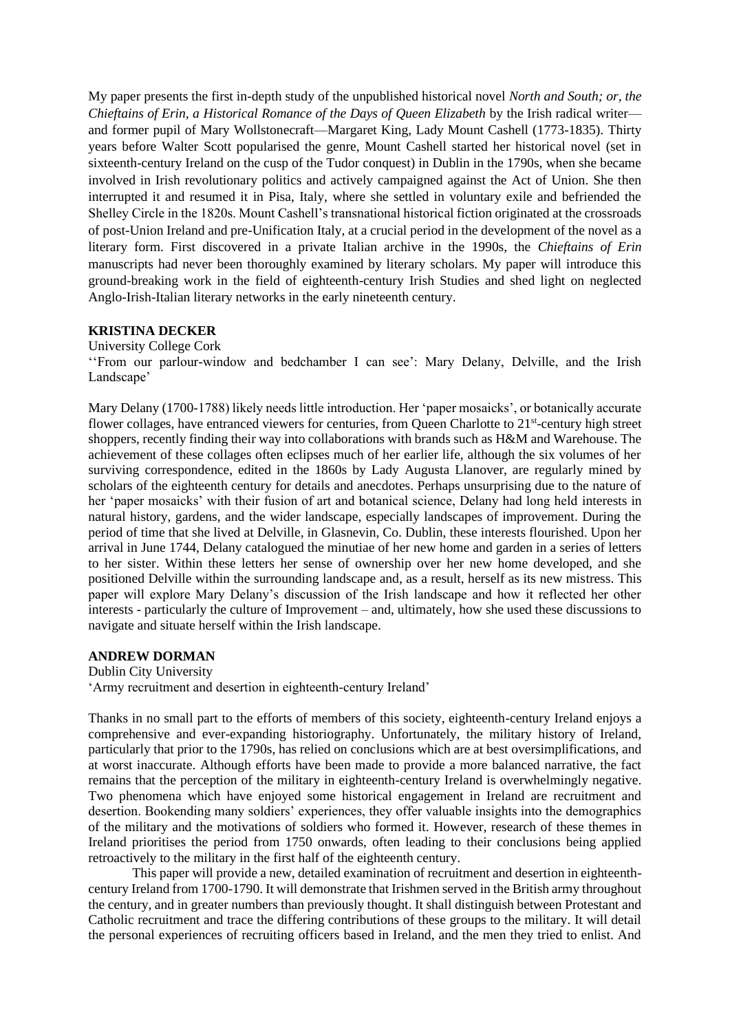My paper presents the first in-depth study of the unpublished historical novel *North and South; or, the Chieftains of Erin, a Historical Romance of the Days of Queen Elizabeth* by the Irish radical writer—and former pupil of Mary Wollstonecraft—Margaret King, Lady Mount Cashell (1773-1835). Thirty years before Walter Scott popularised the genre, Mount Cashell started her historical novel (set in sixteenth-century Ireland on the cusp of the Tudor conquest) in Dublin in the 1790s, when she became involved in Irish revolutionary politics and actively campaigned against the Act of Union. She then interrupted it and resumed it in Pisa, Italy, where she settled in voluntary exile and befriended the Shelley Circle in the 1820s. Mount Cashell's transnational historical fiction originated at the crossroads of post-Union Ireland and pre-Unification Italy, at a crucial period in the development of the novel as a literary form. First discovered in a private Italian archive in the 1990s, the *Chieftains of Erin* manuscripts had never been thoroughly examined by literary scholars. My paper will introduce this ground-breaking work in the field of eighteenth-century Irish Studies and shed light on neglected Anglo-Irish-Italian literary networks in the early nineteenth century.

**KRISTINA DECKER**

University College Cork

''From our parlour-window and bedchamber I can see': Mary Delany, Delville, and the Irish Landscape'

Mary Delany (1700-1788) likely needs little introduction. Her 'paper mosaicks', or botanically accurate flower collages, have entranced viewers for centuries, from Queen Charlotte to 21st-century high street shoppers, recently finding their way into collaborations with brands such as H&M and Warehouse. The achievement of these collages often eclipses much of her earlier life, although the six volumes of her surviving correspondence, edited in the 1860s by Lady Augusta Llanover, are regularly mined by scholars of the eighteenth century for details and anecdotes. Perhaps unsurprising due to the nature of her 'paper mosaicks' with their fusion of art and botanical science, Delany had long held interests in natural history, gardens, and the wider landscape, especially landscapes of improvement. During the period of time that she lived at Delville, in Glasnevin, Co. Dublin, these interests flourished. Upon her arrival in June 1744, Delany catalogued the minutiae of her new home and garden in a series of letters to her sister. Within these letters her sense of ownership over her new home developed, and she positioned Delville within the surrounding landscape and, as a result, herself as its new mistress. This paper will explore Mary Delany's discussion of the Irish landscape and how it reflected her other interests - particularly the culture of Improvement – and, ultimately, how she used these discussions to navigate and situate herself within the Irish landscape.

**ANDREW DORMAN**

Dublin City University

'Army recruitment and desertion in eighteenth-century Ireland'

Thanks in no small part to the efforts of members of this society, eighteenth-century Ireland enjoys a comprehensive and ever-expanding historiography. Unfortunately, the military history of Ireland, particularly that prior to the 1790s, has relied on conclusions which are at best oversimplifications, and at worst inaccurate. Although efforts have been made to provide a more balanced narrative, the fact remains that the perception of the military in eighteenth-century Ireland is overwhelmingly negative. Two phenomena which have enjoyed some historical engagement in Ireland are recruitment and desertion. Bookending many soldiers' experiences, they offer valuable insights into the demographics of the military and the motivations of soldiers who formed it. However, research of these themes in Ireland prioritises the period from 1750 onwards, often leading to their conclusions being applied retroactively to the military in the first half of the eighteenth century.

This paper will provide a new, detailed examination of recruitment and desertion in eighteenth-century Ireland from 1700-1790. It will demonstrate that Irishmen served in the British army throughout the century, and in greater numbers than previously thought. It shall distinguish between Protestant and Catholic recruitment and trace the differing contributions of these groups to the military. It will detail the personal experiences of recruiting officers based in Ireland, and the men they tried to enlist. And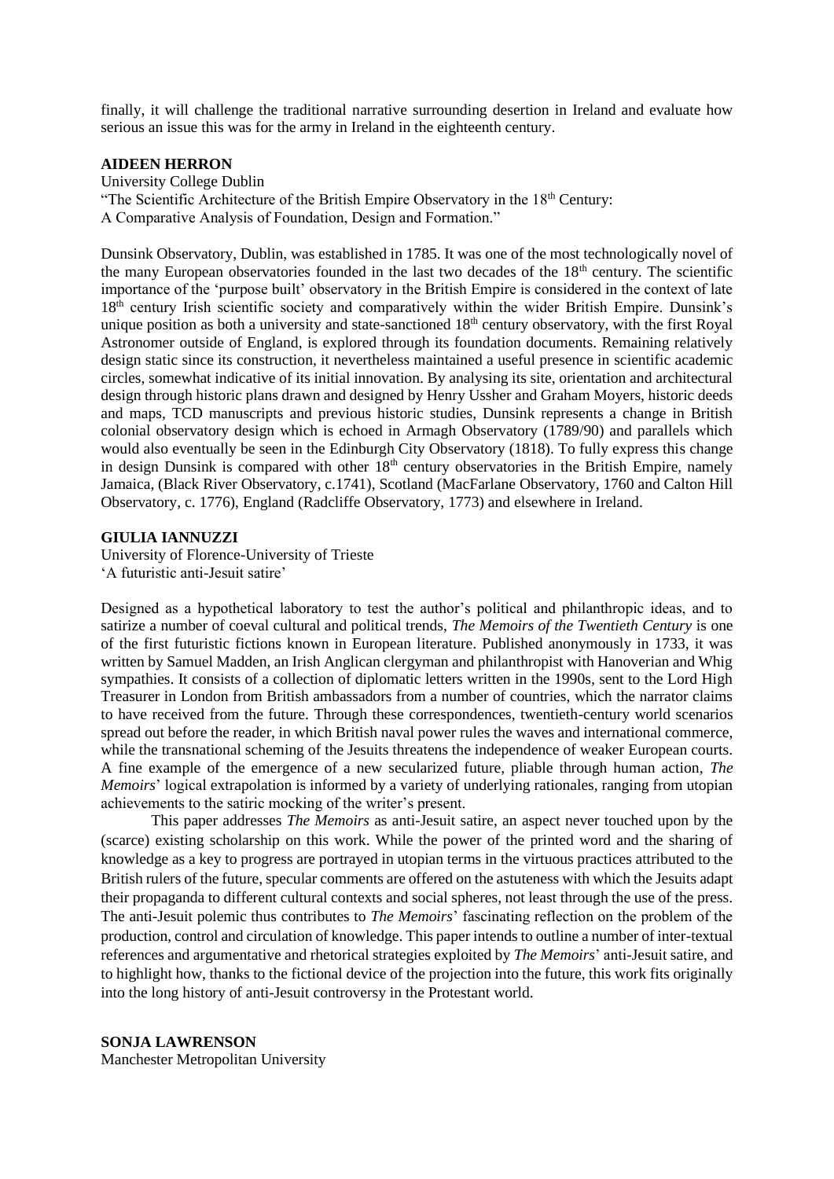finally, it will challenge the traditional narrative surrounding desertion in Ireland and evaluate how serious an issue this was for the army in Ireland in the eighteenth century.

**AIDEEN HERRON**

University College Dublin

"The Scientific Architecture of the British Empire Observatory in the 18th Century: A Comparative Analysis of Foundation, Design and Formation."

Dunsink Observatory, Dublin, was established in 1785. It was one of the most technologically novel of the many European observatories founded in the last two decades of the 18th century. The scientific importance of the 'purpose built' observatory in the British Empire is considered in the context of late 18th century Irish scientific society and comparatively within the wider British Empire. Dunsink's unique position as both a university and state-sanctioned 18th century observatory, with the first Royal Astronomer outside of England, is explored through its foundation documents. Remaining relatively design static since its construction, it nevertheless maintained a useful presence in scientific academic circles, somewhat indicative of its initial innovation. By analysing its site, orientation and architectural design through historic plans drawn and designed by Henry Ussher and Graham Moyers, historic deeds and maps, TCD manuscripts and previous historic studies, Dunsink represents a change in British colonial observatory design which is echoed in Armagh Observatory (1789/90) and parallels which would also eventually be seen in the Edinburgh City Observatory (1818). To fully express this change in design Dunsink is compared with other 18th century observatories in the British Empire, namely Jamaica, (Black River Observatory, c.1741), Scotland (MacFarlane Observatory, 1760 and Calton Hill Observatory, c. 1776), England (Radcliffe Observatory, 1773) and elsewhere in Ireland.

**GIULIA IANNUZZI**

University of Florence-University of Trieste

'A futuristic anti-Jesuit satire'

Designed as a hypothetical laboratory to test the author's political and philanthropic ideas, and to satirize a number of coeval cultural and political trends, *The Memoirs of the Twentieth Century* is one of the first futuristic fictions known in European literature. Published anonymously in 1733, it was written by Samuel Madden, an Irish Anglican clergyman and philanthropist with Hanoverian and Whig sympathies. It consists of a collection of diplomatic letters written in the 1990s, sent to the Lord High Treasurer in London from British ambassadors from a number of countries, which the narrator claims to have received from the future. Through these correspondences, twentieth-century world scenarios spread out before the reader, in which British naval power rules the waves and international commerce, while the transnational scheming of the Jesuits threatens the independence of weaker European courts. A fine example of the emergence of a new secularized future, pliable through human action, *The Memoirs*' logical extrapolation is informed by a variety of underlying rationales, ranging from utopian achievements to the satiric mocking of the writer's present.

This paper addresses *The Memoirs* as anti-Jesuit satire, an aspect never touched upon by the (scarce) existing scholarship on this work. While the power of the printed word and the sharing of knowledge as a key to progress are portrayed in utopian terms in the virtuous practices attributed to the British rulers of the future, specular comments are offered on the astuteness with which the Jesuits adapt their propaganda to different cultural contexts and social spheres, not least through the use of the press. The anti-Jesuit polemic thus contributes to *The Memoirs*' fascinating reflection on the problem of the production, control and circulation of knowledge. This paper intends to outline a number of inter-textual references and argumentative and rhetorical strategies exploited by *The Memoirs*' anti-Jesuit satire, and to highlight how, thanks to the fictional device of the projection into the future, this work fits originally into the long history of anti-Jesuit controversy in the Protestant world.

**SONJA LAWRENSON**

Manchester Metropolitan University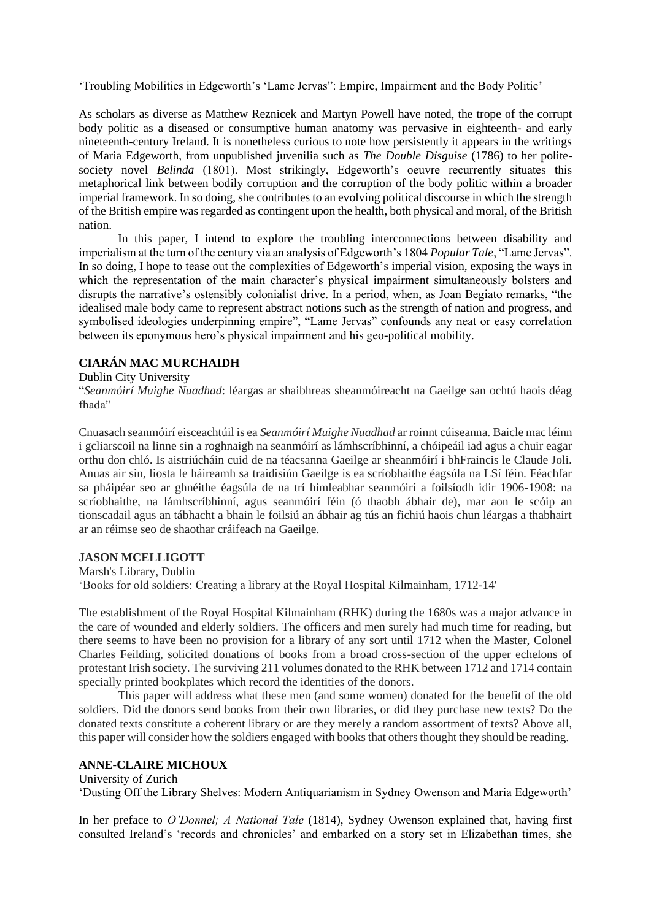'Troubling Mobilities in Edgeworth's 'Lame Jervas": Empire, Impairment and the Body Politic'

As scholars as diverse as Matthew Reznicek and Martyn Powell have noted, the trope of the corrupt body politic as a diseased or consumptive human anatomy was pervasive in eighteenth- and early nineteenth-century Ireland. It is nonetheless curious to note how persistently it appears in the writings of Maria Edgeworth, from unpublished juvenilia such as *The Double Disguise* (1786) to her polite-society novel *Belinda* (1801). Most strikingly, Edgeworth's oeuvre recurrently situates this metaphorical link between bodily corruption and the corruption of the body politic within a broader imperial framework. In so doing, she contributes to an evolving political discourse in which the strength of the British empire was regarded as contingent upon the health, both physical and moral, of the British nation.

In this paper, I intend to explore the troubling interconnections between disability and imperialism at the turn of the century via an analysis of Edgeworth's 1804 *Popular Tale*, "Lame Jervas". In so doing, I hope to tease out the complexities of Edgeworth's imperial vision, exposing the ways in which the representation of the main character's physical impairment simultaneously bolsters and disrupts the narrative's ostensibly colonialist drive. In a period, when, as Joan Begiato remarks, "the idealised male body came to represent abstract notions such as the strength of nation and progress, and symbolised ideologies underpinning empire", "Lame Jervas" confounds any neat or easy correlation between its eponymous hero's physical impairment and his geo-political mobility.

**CIARÁN MAC MURCHAIDH**

Dublin City University

"*Seanmóirí Muighe Nuadhad*: léargas ar shaibhreas sheanmóireacht na Gaeilge san ochtú haois déag fhada"

Cnuasach seanmóirí eisceachtúil is ea *Seanmóirí Muighe Nuadhad* ar roinnt cúiseanna. Baicle mac léinn i gcliarscoil na linne sin a roghnaigh na seanmóirí as lámhscríbhinní, a chóipeáil iad agus a chuir eagar orthu don chló. Is aistriúcháin cuid de na téacsanna Gaeilge ar sheanmóirí i bhFraincis le Claude Joli. Anuas air sin, liosta le háireamh sa traidisiún Gaeilge is ea scríobhaithe éagsúla na LSí féin. Féachfar sa pháipéar seo ar ghnéithe éagsúla de na trí himleabhar seanmóirí a foilsíodh idir 1906-1908: na scríobhaithe, na lámhscríbhinní, agus seanmóirí féin (ó thaobh ábhair de), mar aon le scóip an tionscadail agus an tábhacht a bhain le foilsiú an ábhair ag tús an fichiú haois chun léargas a thabhairt ar an réimse seo de shaothar cráifeach na Gaeilge.

**JASON MCELLIGOTT**

Marsh's Library, Dublin

'Books for old soldiers: Creating a library at the Royal Hospital Kilmainham, 1712-14'

The establishment of the Royal Hospital Kilmainham (RHK) during the 1680s was a major advance in the care of wounded and elderly soldiers. The officers and men surely had much time for reading, but there seems to have been no provision for a library of any sort until 1712 when the Master, Colonel Charles Feilding, solicited donations of books from a broad cross-section of the upper echelons of protestant Irish society. The surviving 211 volumes donated to the RHK between 1712 and 1714 contain specially printed bookplates which record the identities of the donors.

This paper will address what these men (and some women) donated for the benefit of the old soldiers. Did the donors send books from their own libraries, or did they purchase new texts? Do the donated texts constitute a coherent library or are they merely a random assortment of texts? Above all, this paper will consider how the soldiers engaged with books that others thought they should be reading.

**ANNE-CLAIRE MICHOUX**

University of Zurich

'Dusting Off the Library Shelves: Modern Antiquarianism in Sydney Owenson and Maria Edgeworth'

In her preface to *O'Donnel; A National Tale* (1814), Sydney Owenson explained that, having first consulted Ireland's 'records and chronicles' and embarked on a story set in Elizabethan times, she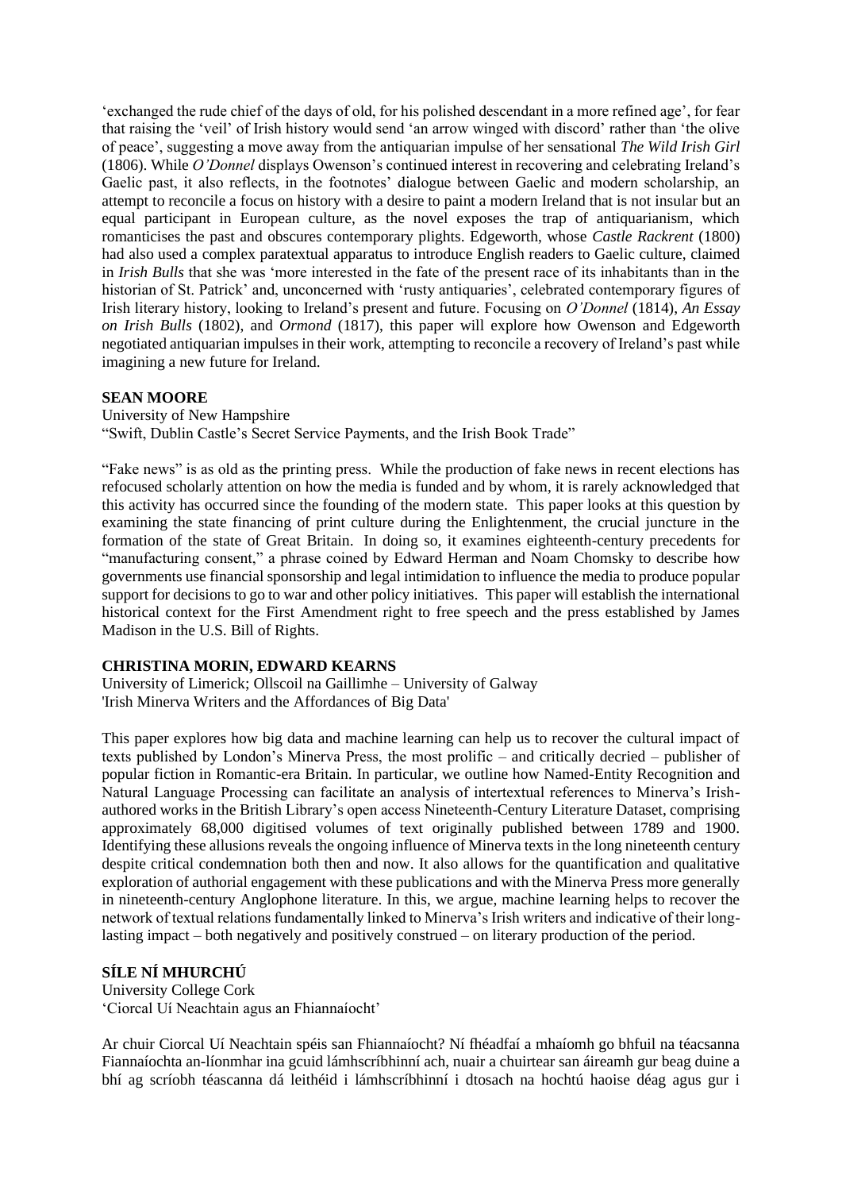'exchanged the rude chief of the days of old, for his polished descendant in a more refined age', for fear that raising the 'veil' of Irish history would send 'an arrow winged with discord' rather than 'the olive of peace', suggesting a move away from the antiquarian impulse of her sensational *The Wild Irish Girl* (1806). While *O'Donnel* displays Owenson's continued interest in recovering and celebrating Ireland's Gaelic past, it also reflects, in the footnotes' dialogue between Gaelic and modern scholarship, an attempt to reconcile a focus on history with a desire to paint a modern Ireland that is not insular but an equal participant in European culture, as the novel exposes the trap of antiquarianism, which romanticises the past and obscures contemporary plights. Edgeworth, whose *Castle Rackrent* (1800) had also used a complex paratextual apparatus to introduce English readers to Gaelic culture, claimed in *Irish Bulls* that she was 'more interested in the fate of the present race of its inhabitants than in the historian of St. Patrick' and, unconcerned with 'rusty antiquaries', celebrated contemporary figures of Irish literary history, looking to Ireland's present and future. Focusing on *O'Donnel* (1814), *An Essay on Irish Bulls* (1802), and *Ormond* (1817), this paper will explore how Owenson and Edgeworth negotiated antiquarian impulses in their work, attempting to reconcile a recovery of Ireland's past while imagining a new future for Ireland.

**SEAN MOORE**

University of New Hampshire

"Swift, Dublin Castle's Secret Service Payments, and the Irish Book Trade"

"Fake news" is as old as the printing press. While the production of fake news in recent elections has refocused scholarly attention on how the media is funded and by whom, it is rarely acknowledged that this activity has occurred since the founding of the modern state. This paper looks at this question by examining the state financing of print culture during the Enlightenment, the crucial juncture in the formation of the state of Great Britain. In doing so, it examines eighteenth-century precedents for "manufacturing consent," a phrase coined by Edward Herman and Noam Chomsky to describe how governments use financial sponsorship and legal intimidation to influence the media to produce popular support for decisions to go to war and other policy initiatives. This paper will establish the international historical context for the First Amendment right to free speech and the press established by James Madison in the U.S. Bill of Rights.

**CHRISTINA MORIN, EDWARD KEARNS**

University of Limerick; Ollscoil na Gaillimhe – University of Galway

'Irish Minerva Writers and the Affordances of Big Data'

This paper explores how big data and machine learning can help us to recover the cultural impact of texts published by London's Minerva Press, the most prolific – and critically decried – publisher of popular fiction in Romantic-era Britain. In particular, we outline how Named-Entity Recognition and Natural Language Processing can facilitate an analysis of intertextual references to Minerva's Irish-authored works in the British Library's open access Nineteenth-Century Literature Dataset, comprising approximately 68,000 digitised volumes of text originally published between 1789 and 1900. Identifying these allusions reveals the ongoing influence of Minerva texts in the long nineteenth century despite critical condemnation both then and now. It also allows for the quantification and qualitative exploration of authorial engagement with these publications and with the Minerva Press more generally in nineteenth-century Anglophone literature. In this, we argue, machine learning helps to recover the network of textual relations fundamentally linked to Minerva's Irish writers and indicative of their long-lasting impact – both negatively and positively construed – on literary production of the period.

**SÍLE NÍ MHURCHÚ**

University College Cork

'Ciorcal Uí Neachtain agus an Fhiannaíocht'

Ar chuir Ciorcal Uí Neachtain spéis san Fhiannaíocht? Ní fhéadfaí a mhaíomh go bhfuil na téacsanna Fiannaíochta an-líonmhar ina gcuid lámhscríbhinní ach, nuair a chuirtear san áireamh gur beag duine a bhí ag scríobh téascanna dá leithéid i lámhscríbhinní i dtosach na hochtú haoise déag agus gur i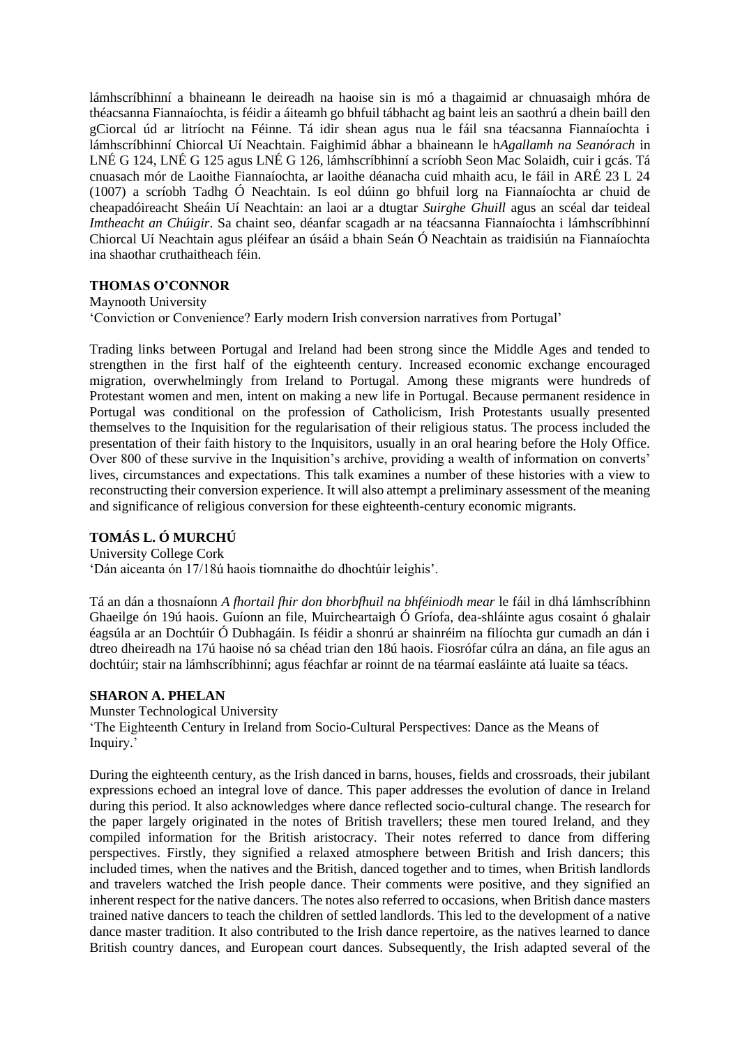lámhscríbhinní a bhaineann le deireadh na haoise sin is mó a thagaimid ar chnuasaigh mhóra de théacsanna Fiannaíochta, is féidir a áiteamh go bhfuil tábhacht ag baint leis an saothrú a dhein baill den gCiorcal úd ar litríocht na Féinne. Tá idir shean agus nua le fáil sna téacsanna Fiannaíochta i lámhscríbhinní Chiorcal Uí Neachtain. Faighimid ábhar a bhaineann le h*Agallamh na Seanórach* in LNÉ G 124, LNÉ G 125 agus LNÉ G 126, lámhscríbhinní a scríobh Seon Mac Solaidh, cuir i gcás. Tá cnuasach mór de Laoithe Fiannaíochta, ar laoithe déanacha cuid mhaith acu, le fáil in ARÉ 23 L 24 (1007) a scríobh Tadhg Ó Neachtain. Is eol dúinn go bhfuil lorg na Fiannaíochta ar chuid de cheapadóireacht Sheáin Uí Neachtain: an laoi ar a dtugtar *Suirghe Ghuill* agus an scéal dar teideal *Imtheacht an Chúigir*. Sa chaint seo, déanfar scagadh ar na téacsanna Fiannaíochta i lámhscríbhinní Chiorcal Uí Neachtain agus pléifear an úsáid a bhain Seán Ó Neachtain as traidisiún na Fiannaíochta ina shaothar cruthaitheach féin.

**THOMAS O'CONNOR**

Maynooth University

'Conviction or Convenience? Early modern Irish conversion narratives from Portugal'

Trading links between Portugal and Ireland had been strong since the Middle Ages and tended to strengthen in the first half of the eighteenth century. Increased economic exchange encouraged migration, overwhelmingly from Ireland to Portugal. Among these migrants were hundreds of Protestant women and men, intent on making a new life in Portugal. Because permanent residence in Portugal was conditional on the profession of Catholicism, Irish Protestants usually presented themselves to the Inquisition for the regularisation of their religious status. The process included the presentation of their faith history to the Inquisitors, usually in an oral hearing before the Holy Office. Over 800 of these survive in the Inquisition's archive, providing a wealth of information on converts' lives, circumstances and expectations. This talk examines a number of these histories with a view to reconstructing their conversion experience. It will also attempt a preliminary assessment of the meaning and significance of religious conversion for these eighteenth-century economic migrants.

**TOMÁS L. Ó MURCHÚ**

University College Cork

'Dán aiceanta ón 17/18ú haois tiomnaithe do dhochtúir leighis'.

Tá an dán a thosnaíonn *A fhortail fhir don bhorbfhuil na bhféiniodh mear* le fáil in dhá lámhscríbhinn Ghaeilge ón 19ú haois. Guíonn an file, Muircheartaigh Ó Gríofa, dea-shláinte agus cosaint ó ghalair éagsúla ar an Dochtúir Ó Dubhagáin. Is féidir a shonrú ar shainréim na filíochta gur cumadh an dán i dtreo dheireadh na 17ú haoise nó sa chéad trian den 18ú haois. Fiosrófar cúlra an dána, an file agus an dochtúir; stair na lámhscríbhinní; agus féachfar ar roinnt de na téarmaí easláinte atá luaite sa téacs.

**SHARON A. PHELAN**

Munster Technological University

'The Eighteenth Century in Ireland from Socio-Cultural Perspectives: Dance as the Means of Inquiry.'

During the eighteenth century, as the Irish danced in barns, houses, fields and crossroads, their jubilant expressions echoed an integral love of dance. This paper addresses the evolution of dance in Ireland during this period. It also acknowledges where dance reflected socio-cultural change. The research for the paper largely originated in the notes of British travellers; these men toured Ireland, and they compiled information for the British aristocracy. Their notes referred to dance from differing perspectives. Firstly, they signified a relaxed atmosphere between British and Irish dancers; this included times, when the natives and the British, danced together and to times, when British landlords and travelers watched the Irish people dance. Their comments were positive, and they signified an inherent respect for the native dancers. The notes also referred to occasions, when British dance masters trained native dancers to teach the children of settled landlords. This led to the development of a native dance master tradition. It also contributed to the Irish dance repertoire, as the natives learned to dance British country dances, and European court dances. Subsequently, the Irish adapted several of the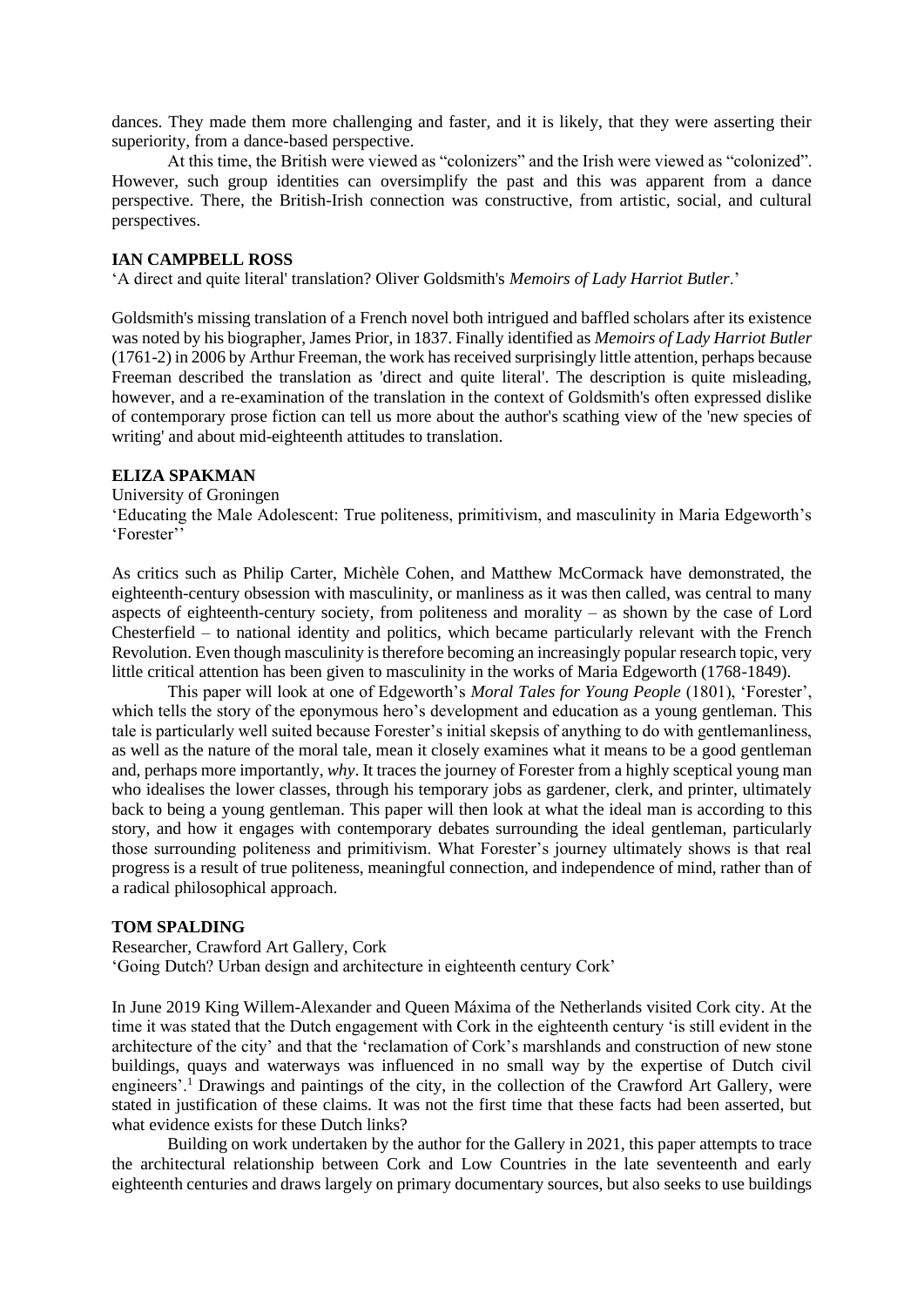dances. They made them more challenging and faster, and it is likely, that they were asserting their superiority, from a dance-based perspective.

At this time, the British were viewed as "colonizers" and the Irish were viewed as "colonized". However, such group identities can oversimplify the past and this was apparent from a dance perspective. There, the British-Irish connection was constructive, from artistic, social, and cultural perspectives.

**IAN CAMPBELL ROSS**

'A direct and quite literal' translation? Oliver Goldsmith's *Memoirs of Lady Harriot Butler*.'

Goldsmith's missing translation of a French novel both intrigued and baffled scholars after its existence was noted by his biographer, James Prior, in 1837. Finally identified as *Memoirs of Lady Harriot Butler* (1761-2) in 2006 by Arthur Freeman, the work has received surprisingly little attention, perhaps because Freeman described the translation as 'direct and quite literal'. The description is quite misleading, however, and a re-examination of the translation in the context of Goldsmith's often expressed dislike of contemporary prose fiction can tell us more about the author's scathing view of the 'new species of writing' and about mid-eighteenth attitudes to translation.

**ELIZA SPAKMAN**

University of Groningen

'Educating the Male Adolescent: True politeness, primitivism, and masculinity in Maria Edgeworth's 'Forester''

As critics such as Philip Carter, Michèle Cohen, and Matthew McCormack have demonstrated, the eighteenth-century obsession with masculinity, or manliness as it was then called, was central to many aspects of eighteenth-century society, from politeness and morality – as shown by the case of Lord Chesterfield – to national identity and politics, which became particularly relevant with the French Revolution. Even though masculinity is therefore becoming an increasingly popular research topic, very little critical attention has been given to masculinity in the works of Maria Edgeworth (1768-1849).

This paper will look at one of Edgeworth's *Moral Tales for Young People* (1801), 'Forester', which tells the story of the eponymous hero's development and education as a young gentleman. This tale is particularly well suited because Forester's initial skepsis of anything to do with gentlemanliness, as well as the nature of the moral tale, mean it closely examines what it means to be a good gentleman and, perhaps more importantly, *why*. It traces the journey of Forester from a highly sceptical young man who idealises the lower classes, through his temporary jobs as gardener, clerk, and printer, ultimately back to being a young gentleman. This paper will then look at what the ideal man is according to this story, and how it engages with contemporary debates surrounding the ideal gentleman, particularly those surrounding politeness and primitivism. What Forester's journey ultimately shows is that real progress is a result of true politeness, meaningful connection, and independence of mind, rather than of a radical philosophical approach.

**TOM SPALDING**

Researcher, Crawford Art Gallery, Cork

'Going Dutch? Urban design and architecture in eighteenth century Cork'

In June 2019 King Willem-Alexander and Queen Máxima of the Netherlands visited Cork city. At the time it was stated that the Dutch engagement with Cork in the eighteenth century 'is still evident in the architecture of the city' and that the 'reclamation of Cork's marshlands and construction of new stone buildings, quays and waterways was influenced in no small way by the expertise of Dutch civil engineers'.[1] Drawings and paintings of the city, in the collection of the Crawford Art Gallery, were stated in justification of these claims. It was not the first time that these facts had been asserted, but what evidence exists for these Dutch links?

Building on work undertaken by the author for the Gallery in 2021, this paper attempts to trace the architectural relationship between Cork and Low Countries in the late seventeenth and early eighteenth centuries and draws largely on primary documentary sources, but also seeks to use buildings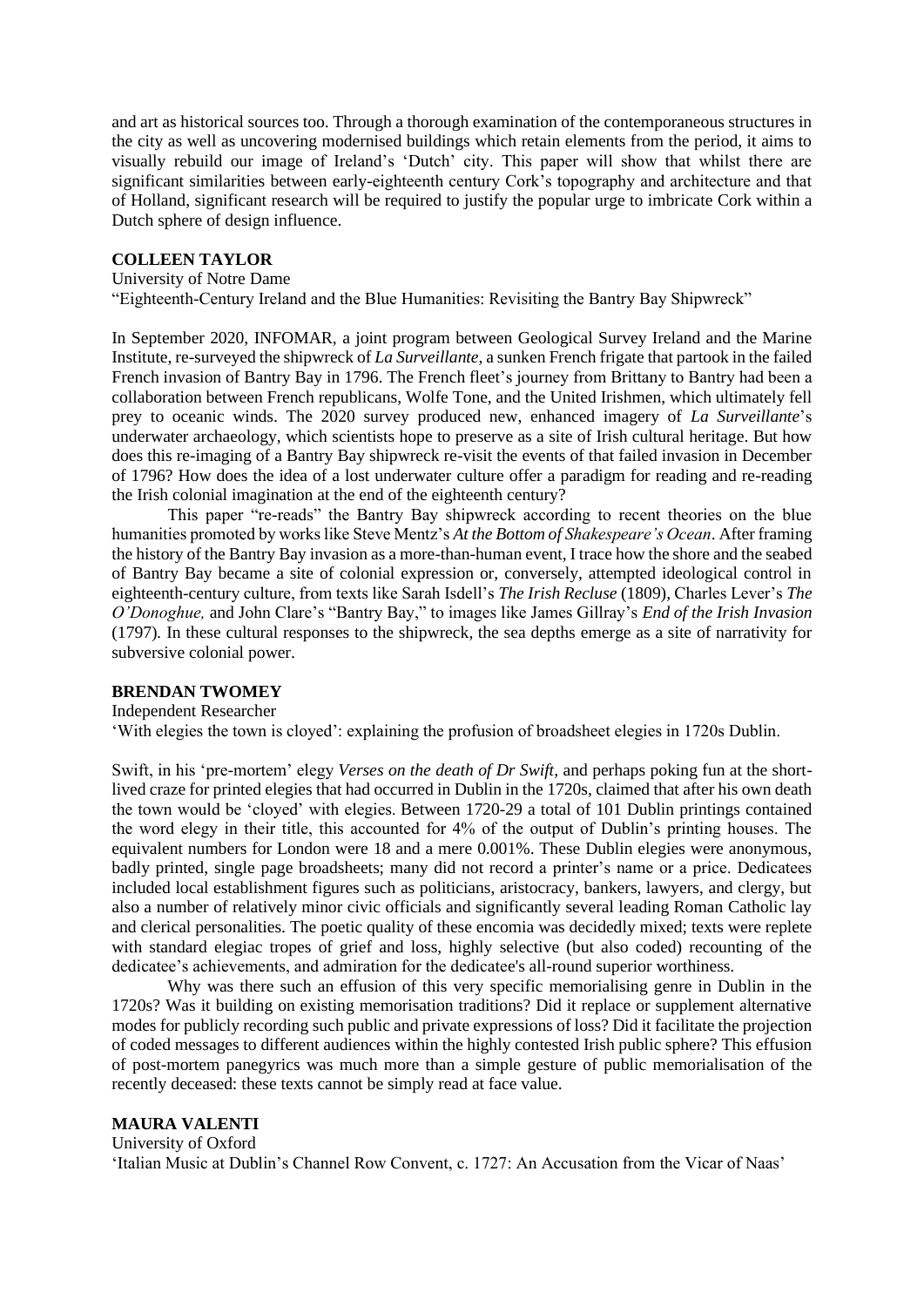and art as historical sources too. Through a thorough examination of the contemporaneous structures in the city as well as uncovering modernised buildings which retain elements from the period, it aims to visually rebuild our image of Ireland's 'Dutch' city. This paper will show that whilst there are significant similarities between early-eighteenth century Cork's topography and architecture and that of Holland, significant research will be required to justify the popular urge to imbricate Cork within a Dutch sphere of design influence.

**COLLEEN TAYLOR**

University of Notre Dame

"Eighteenth-Century Ireland and the Blue Humanities: Revisiting the Bantry Bay Shipwreck"

In September 2020, INFOMAR, a joint program between Geological Survey Ireland and the Marine Institute, re-surveyed the shipwreck of *La Surveillante,* a sunken French frigate that partook in the failed French invasion of Bantry Bay in 1796. The French fleet's journey from Brittany to Bantry had been a collaboration between French republicans, Wolfe Tone, and the United Irishmen, which ultimately fell prey to oceanic winds. The 2020 survey produced new, enhanced imagery of *La Surveillante*'s underwater archaeology, which scientists hope to preserve as a site of Irish cultural heritage. But how does this re-imaging of a Bantry Bay shipwreck re-visit the events of that failed invasion in December of 1796? How does the idea of a lost underwater culture offer a paradigm for reading and re-reading the Irish colonial imagination at the end of the eighteenth century?

This paper "re-reads" the Bantry Bay shipwreck according to recent theories on the blue humanities promoted by works like Steve Mentz's *At the Bottom of Shakespeare's Ocean*. After framing the history of the Bantry Bay invasion as a more-than-human event, I trace how the shore and the seabed of Bantry Bay became a site of colonial expression or, conversely, attempted ideological control in eighteenth-century culture, from texts like Sarah Isdell's *The Irish Recluse* (1809), Charles Lever's *The O'Donoghue,* and John Clare's "Bantry Bay," to images like James Gillray's *End of the Irish Invasion* (1797). In these cultural responses to the shipwreck, the sea depths emerge as a site of narrativity for subversive colonial power.

**BRENDAN TWOMEY**

Independent Researcher

'With elegies the town is cloyed': explaining the profusion of broadsheet elegies in 1720s Dublin.

Swift, in his 'pre-mortem' elegy *Verses on the death of Dr Swift*, and perhaps poking fun at the short-lived craze for printed elegies that had occurred in Dublin in the 1720s, claimed that after his own death the town would be 'cloyed' with elegies. Between 1720-29 a total of 101 Dublin printings contained the word elegy in their title, this accounted for 4% of the output of Dublin's printing houses. The equivalent numbers for London were 18 and a mere 0.001%. These Dublin elegies were anonymous, badly printed, single page broadsheets; many did not record a printer's name or a price. Dedicatees included local establishment figures such as politicians, aristocracy, bankers, lawyers, and clergy, but also a number of relatively minor civic officials and significantly several leading Roman Catholic lay and clerical personalities. The poetic quality of these encomia was decidedly mixed; texts were replete with standard elegiac tropes of grief and loss, highly selective (but also coded) recounting of the dedicatee's achievements, and admiration for the dedicatee's all-round superior worthiness.

Why was there such an effusion of this very specific memorialising genre in Dublin in the 1720s? Was it building on existing memorisation traditions? Did it replace or supplement alternative modes for publicly recording such public and private expressions of loss? Did it facilitate the projection of coded messages to different audiences within the highly contested Irish public sphere? This effusion of post-mortem panegyrics was much more than a simple gesture of public memorialisation of the recently deceased: these texts cannot be simply read at face value.

**MAURA VALENTI**

University of Oxford

'Italian Music at Dublin's Channel Row Convent, c. 1727: An Accusation from the Vicar of Naas'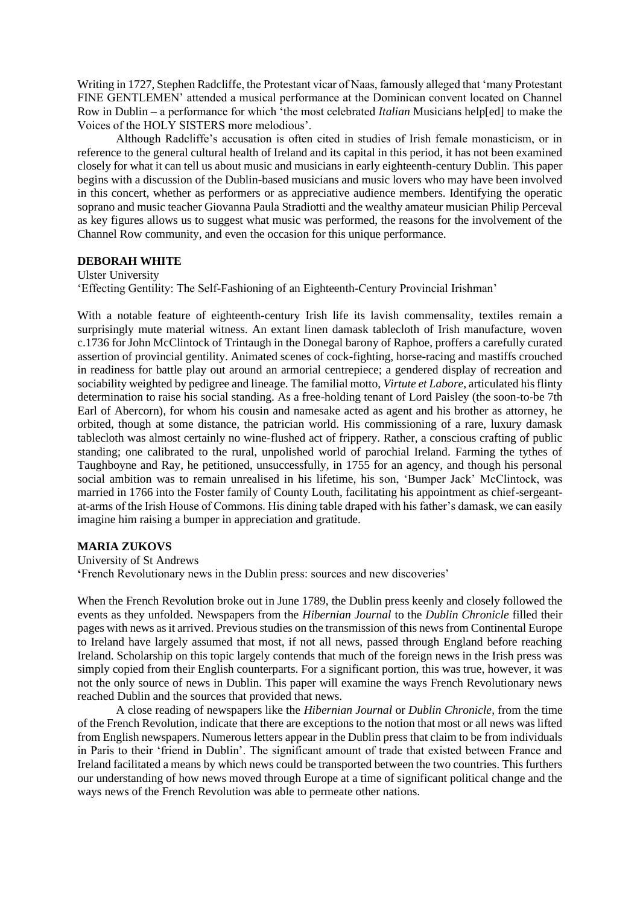Writing in 1727, Stephen Radcliffe, the Protestant vicar of Naas, famously alleged that 'many Protestant FINE GENTLEMEN' attended a musical performance at the Dominican convent located on Channel Row in Dublin – a performance for which 'the most celebrated *Italian* Musicians help[ed] to make the Voices of the HOLY SISTERS more melodious'.

Although Radcliffe's accusation is often cited in studies of Irish female monasticism, or in reference to the general cultural health of Ireland and its capital in this period, it has not been examined closely for what it can tell us about music and musicians in early eighteenth-century Dublin. This paper begins with a discussion of the Dublin-based musicians and music lovers who may have been involved in this concert, whether as performers or as appreciative audience members. Identifying the operatic soprano and music teacher Giovanna Paula Stradiotti and the wealthy amateur musician Philip Perceval as key figures allows us to suggest what music was performed, the reasons for the involvement of the Channel Row community, and even the occasion for this unique performance.

**DEBORAH WHITE**

Ulster University

'Effecting Gentility: The Self-Fashioning of an Eighteenth-Century Provincial Irishman'

With a notable feature of eighteenth-century Irish life its lavish commensality, textiles remain a surprisingly mute material witness. An extant linen damask tablecloth of Irish manufacture, woven c.1736 for John McClintock of Trintaugh in the Donegal barony of Raphoe, proffers a carefully curated assertion of provincial gentility. Animated scenes of cock-fighting, horse-racing and mastiffs crouched in readiness for battle play out around an armorial centrepiece; a gendered display of recreation and sociability weighted by pedigree and lineage. The familial motto, *Virtute et Labore*, articulated his flinty determination to raise his social standing. As a free-holding tenant of Lord Paisley (the soon-to-be 7th Earl of Abercorn), for whom his cousin and namesake acted as agent and his brother as attorney, he orbited, though at some distance, the patrician world. His commissioning of a rare, luxury damask tablecloth was almost certainly no wine-flushed act of frippery. Rather, a conscious crafting of public standing; one calibrated to the rural, unpolished world of parochial Ireland. Farming the tythes of Taughboyne and Ray, he petitioned, unsuccessfully, in 1755 for an agency, and though his personal social ambition was to remain unrealised in his lifetime, his son, 'Bumper Jack' McClintock, was married in 1766 into the Foster family of County Louth, facilitating his appointment as chief-sergeant-at-arms of the Irish House of Commons. His dining table draped with his father's damask, we can easily imagine him raising a bumper in appreciation and gratitude.

**MARIA ZUKOVS**

University of St Andrews

'French Revolutionary news in the Dublin press: sources and new discoveries'

When the French Revolution broke out in June 1789, the Dublin press keenly and closely followed the events as they unfolded. Newspapers from the *Hibernian Journal* to the *Dublin Chronicle* filled their pages with news as it arrived. Previous studies on the transmission of this news from Continental Europe to Ireland have largely assumed that most, if not all news, passed through England before reaching Ireland. Scholarship on this topic largely contends that much of the foreign news in the Irish press was simply copied from their English counterparts. For a significant portion, this was true, however, it was not the only source of news in Dublin. This paper will examine the ways French Revolutionary news reached Dublin and the sources that provided that news.

A close reading of newspapers like the *Hibernian Journal* or *Dublin Chronicle*, from the time of the French Revolution, indicate that there are exceptions to the notion that most or all news was lifted from English newspapers. Numerous letters appear in the Dublin press that claim to be from individuals in Paris to their 'friend in Dublin'. The significant amount of trade that existed between France and Ireland facilitated a means by which news could be transported between the two countries. This furthers our understanding of how news moved through Europe at a time of significant political change and the ways news of the French Revolution was able to permeate other nations.